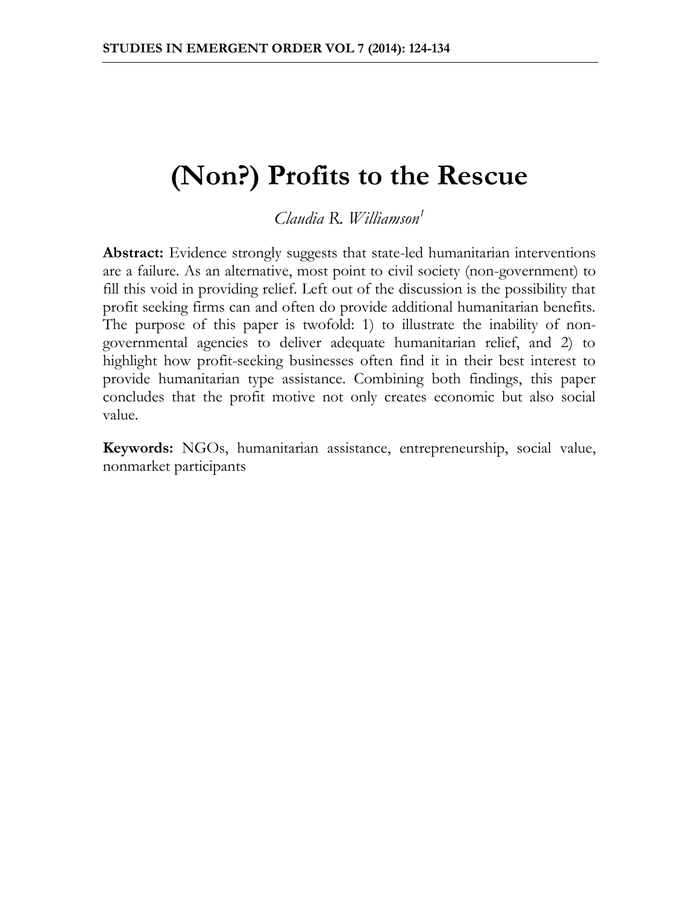# (Non?) Profits to the Rescue

*Claudia R. Williamson*[1]

**Abstract:** Evidence strongly suggests that state-led humanitarian interventions are a failure. As an alternative, most point to civil society (non-government) to fill this void in providing relief. Left out of the discussion is the possibility that profit seeking firms can and often do provide additional humanitarian benefits. The purpose of this paper is twofold: 1) to illustrate the inability of non-governmental agencies to deliver adequate humanitarian relief, and 2) to highlight how profit-seeking businesses often find it in their best interest to provide humanitarian type assistance. Combining both findings, this paper concludes that the profit motive not only creates economic but also social value.

**Keywords:** NGOs, humanitarian assistance, entrepreneurship, social value, nonmarket participants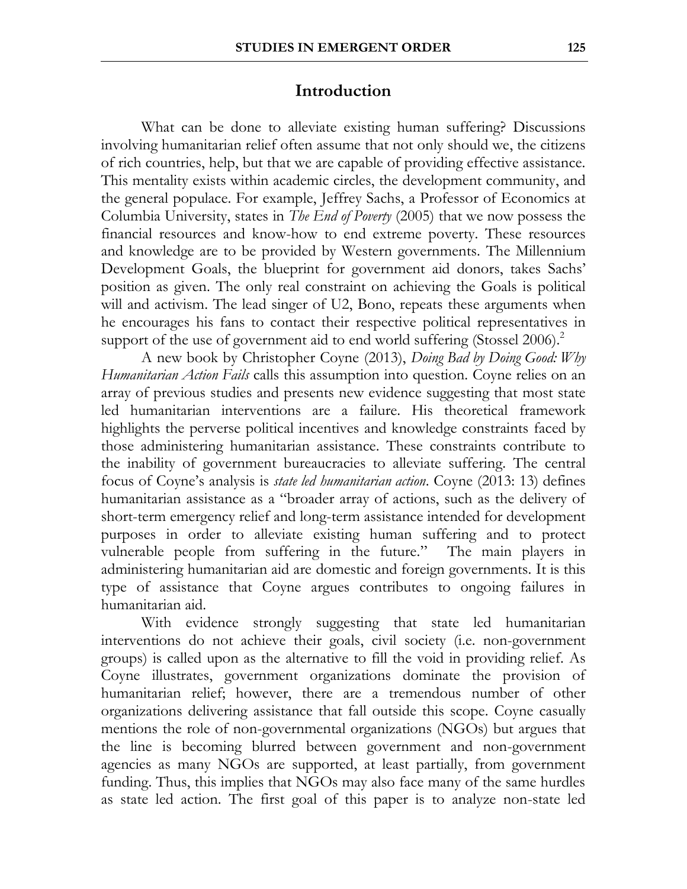## Introduction

What can be done to alleviate existing human suffering? Discussions involving humanitarian relief often assume that not only should we, the citizens of rich countries, help, but that we are capable of providing effective assistance. This mentality exists within academic circles, the development community, and the general populace. For example, Jeffrey Sachs, a Professor of Economics at Columbia University, states in *The End of Poverty* (2005) that we now possess the financial resources and know-how to end extreme poverty. These resources and knowledge are to be provided by Western governments. The Millennium Development Goals, the blueprint for government aid donors, takes Sachs' position as given. The only real constraint on achieving the Goals is political will and activism. The lead singer of U2, Bono, repeats these arguments when he encourages his fans to contact their respective political representatives in support of the use of government aid to end world suffering (Stossel 2006).[2]

A new book by Christopher Coyne (2013), *Doing Bad by Doing Good: Why Humanitarian Action Fails* calls this assumption into question. Coyne relies on an array of previous studies and presents new evidence suggesting that most state led humanitarian interventions are a failure. His theoretical framework highlights the perverse political incentives and knowledge constraints faced by those administering humanitarian assistance. These constraints contribute to the inability of government bureaucracies to alleviate suffering. The central focus of Coyne's analysis is *state led humanitarian action*. Coyne (2013: 13) defines humanitarian assistance as a "broader array of actions, such as the delivery of short-term emergency relief and long-term assistance intended for development purposes in order to alleviate existing human suffering and to protect vulnerable people from suffering in the future." The main players in administering humanitarian aid are domestic and foreign governments. It is this type of assistance that Coyne argues contributes to ongoing failures in humanitarian aid.

With evidence strongly suggesting that state led humanitarian interventions do not achieve their goals, civil society (i.e. non-government groups) is called upon as the alternative to fill the void in providing relief. As Coyne illustrates, government organizations dominate the provision of humanitarian relief; however, there are a tremendous number of other organizations delivering assistance that fall outside this scope. Coyne casually mentions the role of non-governmental organizations (NGOs) but argues that the line is becoming blurred between government and non-government agencies as many NGOs are supported, at least partially, from government funding. Thus, this implies that NGOs may also face many of the same hurdles as state led action. The first goal of this paper is to analyze non-state led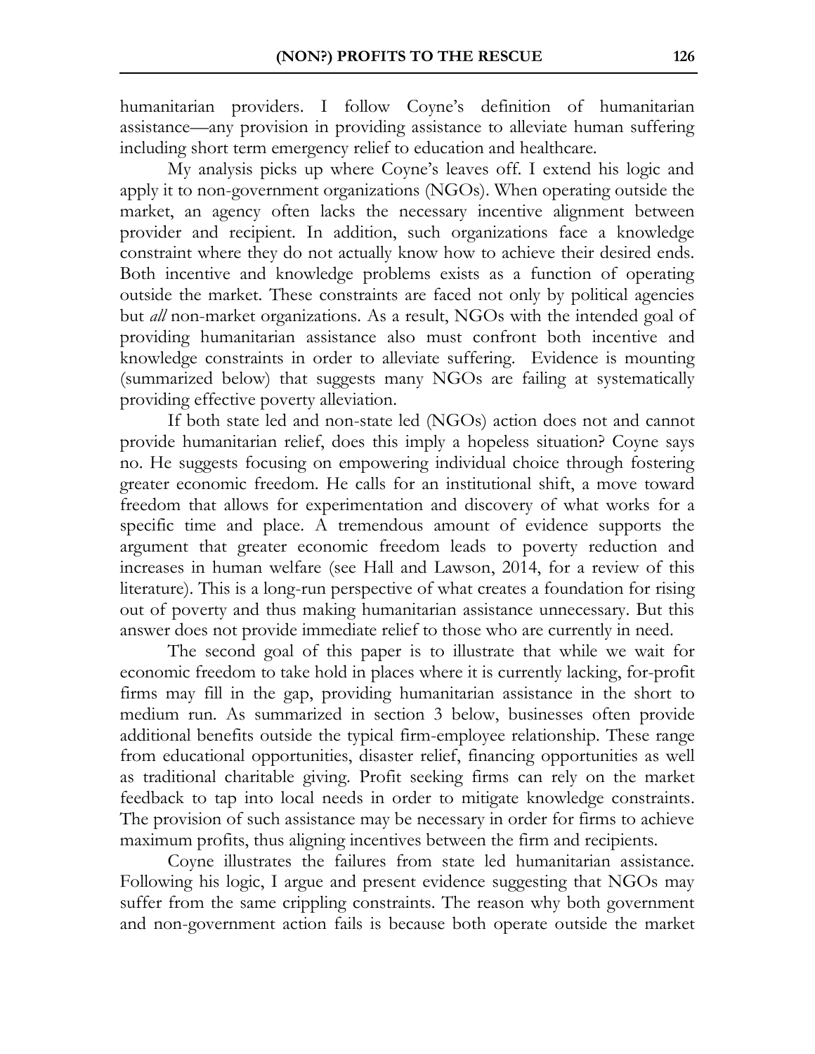humanitarian providers. I follow Coyne's definition of humanitarian assistance—any provision in providing assistance to alleviate human suffering including short term emergency relief to education and healthcare.

My analysis picks up where Coyne's leaves off. I extend his logic and apply it to non-government organizations (NGOs). When operating outside the market, an agency often lacks the necessary incentive alignment between provider and recipient. In addition, such organizations face a knowledge constraint where they do not actually know how to achieve their desired ends. Both incentive and knowledge problems exists as a function of operating outside the market. These constraints are faced not only by political agencies but *all* non-market organizations. As a result, NGOs with the intended goal of providing humanitarian assistance also must confront both incentive and knowledge constraints in order to alleviate suffering. Evidence is mounting (summarized below) that suggests many NGOs are failing at systematically providing effective poverty alleviation.

If both state led and non-state led (NGOs) action does not and cannot provide humanitarian relief, does this imply a hopeless situation? Coyne says no. He suggests focusing on empowering individual choice through fostering greater economic freedom. He calls for an institutional shift, a move toward freedom that allows for experimentation and discovery of what works for a specific time and place. A tremendous amount of evidence supports the argument that greater economic freedom leads to poverty reduction and increases in human welfare (see Hall and Lawson, 2014, for a review of this literature). This is a long-run perspective of what creates a foundation for rising out of poverty and thus making humanitarian assistance unnecessary. But this answer does not provide immediate relief to those who are currently in need.

The second goal of this paper is to illustrate that while we wait for economic freedom to take hold in places where it is currently lacking, for-profit firms may fill in the gap, providing humanitarian assistance in the short to medium run. As summarized in section 3 below, businesses often provide additional benefits outside the typical firm-employee relationship. These range from educational opportunities, disaster relief, financing opportunities as well as traditional charitable giving. Profit seeking firms can rely on the market feedback to tap into local needs in order to mitigate knowledge constraints. The provision of such assistance may be necessary in order for firms to achieve maximum profits, thus aligning incentives between the firm and recipients.

Coyne illustrates the failures from state led humanitarian assistance. Following his logic, I argue and present evidence suggesting that NGOs may suffer from the same crippling constraints. The reason why both government and non-government action fails is because both operate outside the market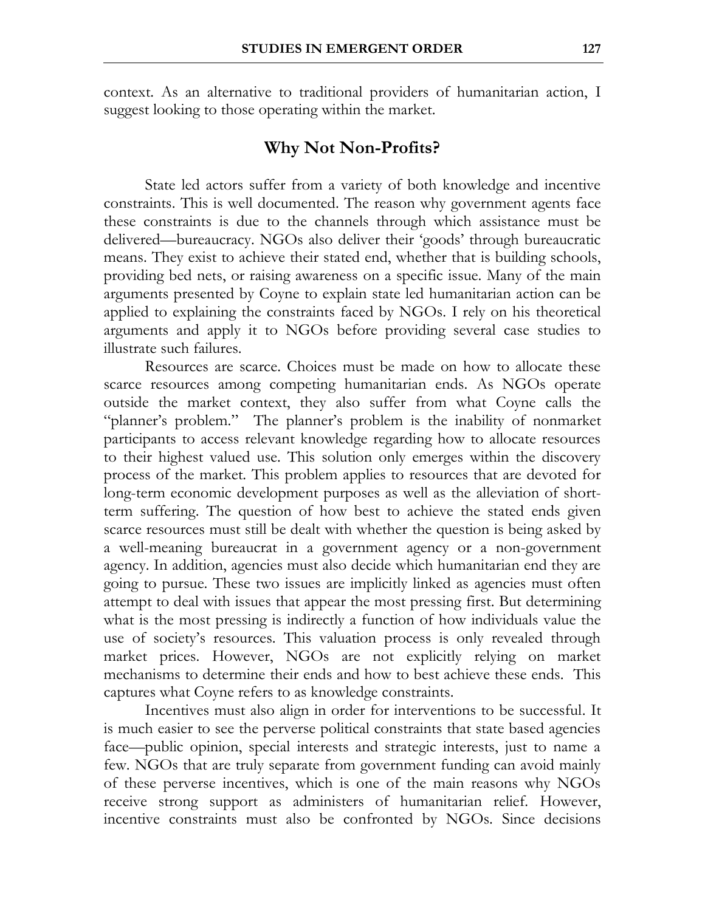context. As an alternative to traditional providers of humanitarian action, I suggest looking to those operating within the market.

## Why Not Non-Profits?

State led actors suffer from a variety of both knowledge and incentive constraints. This is well documented. The reason why government agents face these constraints is due to the channels through which assistance must be delivered—bureaucracy. NGOs also deliver their 'goods' through bureaucratic means. They exist to achieve their stated end, whether that is building schools, providing bed nets, or raising awareness on a specific issue. Many of the main arguments presented by Coyne to explain state led humanitarian action can be applied to explaining the constraints faced by NGOs. I rely on his theoretical arguments and apply it to NGOs before providing several case studies to illustrate such failures.

Resources are scarce. Choices must be made on how to allocate these scarce resources among competing humanitarian ends. As NGOs operate outside the market context, they also suffer from what Coyne calls the "planner's problem." The planner's problem is the inability of nonmarket participants to access relevant knowledge regarding how to allocate resources to their highest valued use. This solution only emerges within the discovery process of the market. This problem applies to resources that are devoted for long-term economic development purposes as well as the alleviation of short-term suffering. The question of how best to achieve the stated ends given scarce resources must still be dealt with whether the question is being asked by a well-meaning bureaucrat in a government agency or a non-government agency. In addition, agencies must also decide which humanitarian end they are going to pursue. These two issues are implicitly linked as agencies must often attempt to deal with issues that appear the most pressing first. But determining what is the most pressing is indirectly a function of how individuals value the use of society's resources. This valuation process is only revealed through market prices. However, NGOs are not explicitly relying on market mechanisms to determine their ends and how to best achieve these ends. This captures what Coyne refers to as knowledge constraints.

Incentives must also align in order for interventions to be successful. It is much easier to see the perverse political constraints that state based agencies face—public opinion, special interests and strategic interests, just to name a few. NGOs that are truly separate from government funding can avoid mainly of these perverse incentives, which is one of the main reasons why NGOs receive strong support as administers of humanitarian relief. However, incentive constraints must also be confronted by NGOs. Since decisions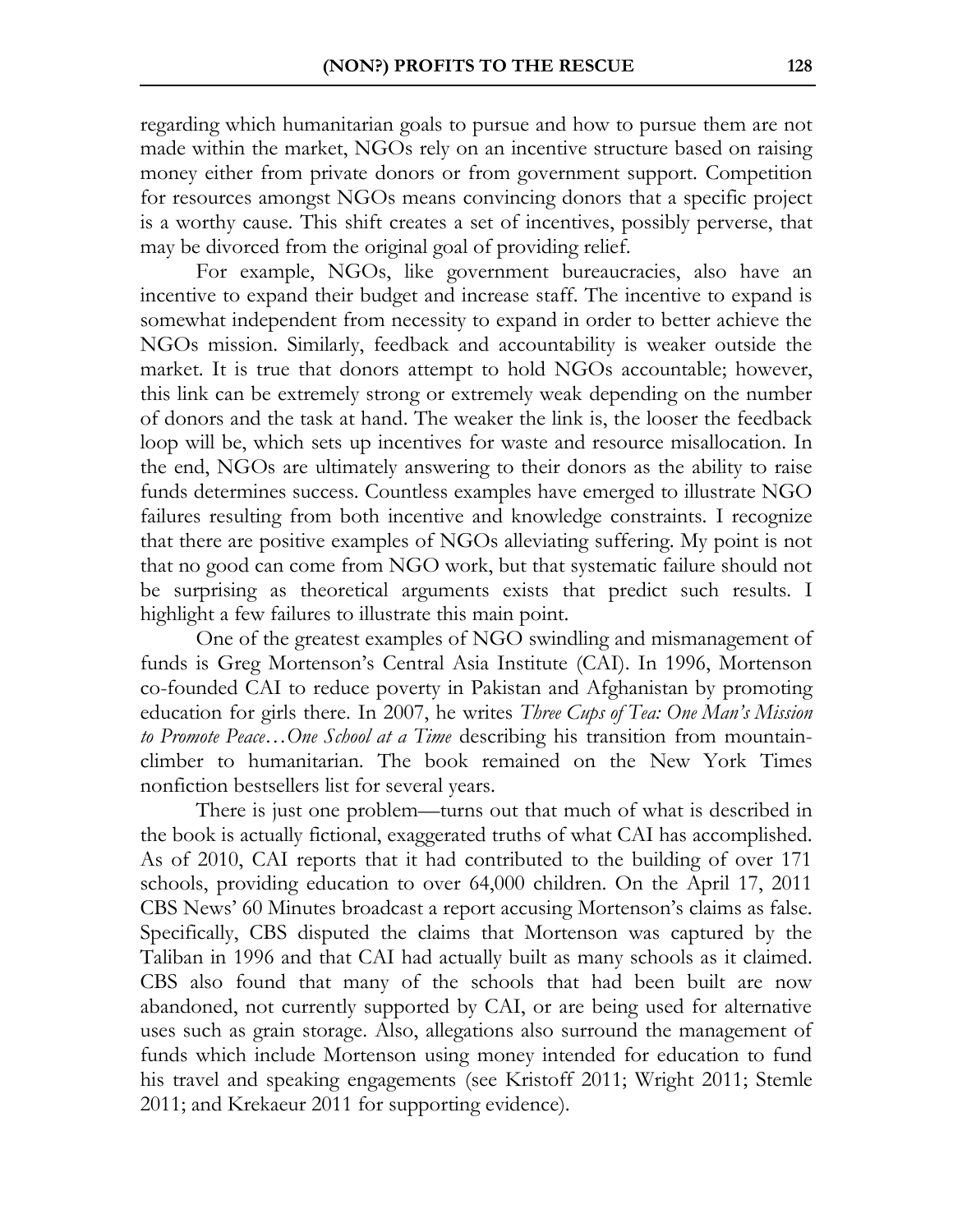regarding which humanitarian goals to pursue and how to pursue them are not made within the market, NGOs rely on an incentive structure based on raising money either from private donors or from government support. Competition for resources amongst NGOs means convincing donors that a specific project is a worthy cause. This shift creates a set of incentives, possibly perverse, that may be divorced from the original goal of providing relief.

For example, NGOs, like government bureaucracies, also have an incentive to expand their budget and increase staff. The incentive to expand is somewhat independent from necessity to expand in order to better achieve the NGOs mission. Similarly, feedback and accountability is weaker outside the market. It is true that donors attempt to hold NGOs accountable; however, this link can be extremely strong or extremely weak depending on the number of donors and the task at hand. The weaker the link is, the looser the feedback loop will be, which sets up incentives for waste and resource misallocation. In the end, NGOs are ultimately answering to their donors as the ability to raise funds determines success. Countless examples have emerged to illustrate NGO failures resulting from both incentive and knowledge constraints. I recognize that there are positive examples of NGOs alleviating suffering. My point is not that no good can come from NGO work, but that systematic failure should not be surprising as theoretical arguments exists that predict such results. I highlight a few failures to illustrate this main point.

One of the greatest examples of NGO swindling and mismanagement of funds is Greg Mortenson's Central Asia Institute (CAI). In 1996, Mortenson co-founded CAI to reduce poverty in Pakistan and Afghanistan by promoting education for girls there. In 2007, he writes *Three Cups of Tea: One Man's Mission to Promote Peace…One School at a Time* describing his transition from mountain-climber to humanitarian. The book remained on the New York Times nonfiction bestsellers list for several years.

There is just one problem—turns out that much of what is described in the book is actually fictional, exaggerated truths of what CAI has accomplished. As of 2010, CAI reports that it had contributed to the building of over 171 schools, providing education to over 64,000 children. On the April 17, 2011 CBS News' 60 Minutes broadcast a report accusing Mortenson's claims as false. Specifically, CBS disputed the claims that Mortenson was captured by the Taliban in 1996 and that CAI had actually built as many schools as it claimed. CBS also found that many of the schools that had been built are now abandoned, not currently supported by CAI, or are being used for alternative uses such as grain storage. Also, allegations also surround the management of funds which include Mortenson using money intended for education to fund his travel and speaking engagements (see Kristoff 2011; Wright 2011; Stemle 2011; and Krekaeur 2011 for supporting evidence).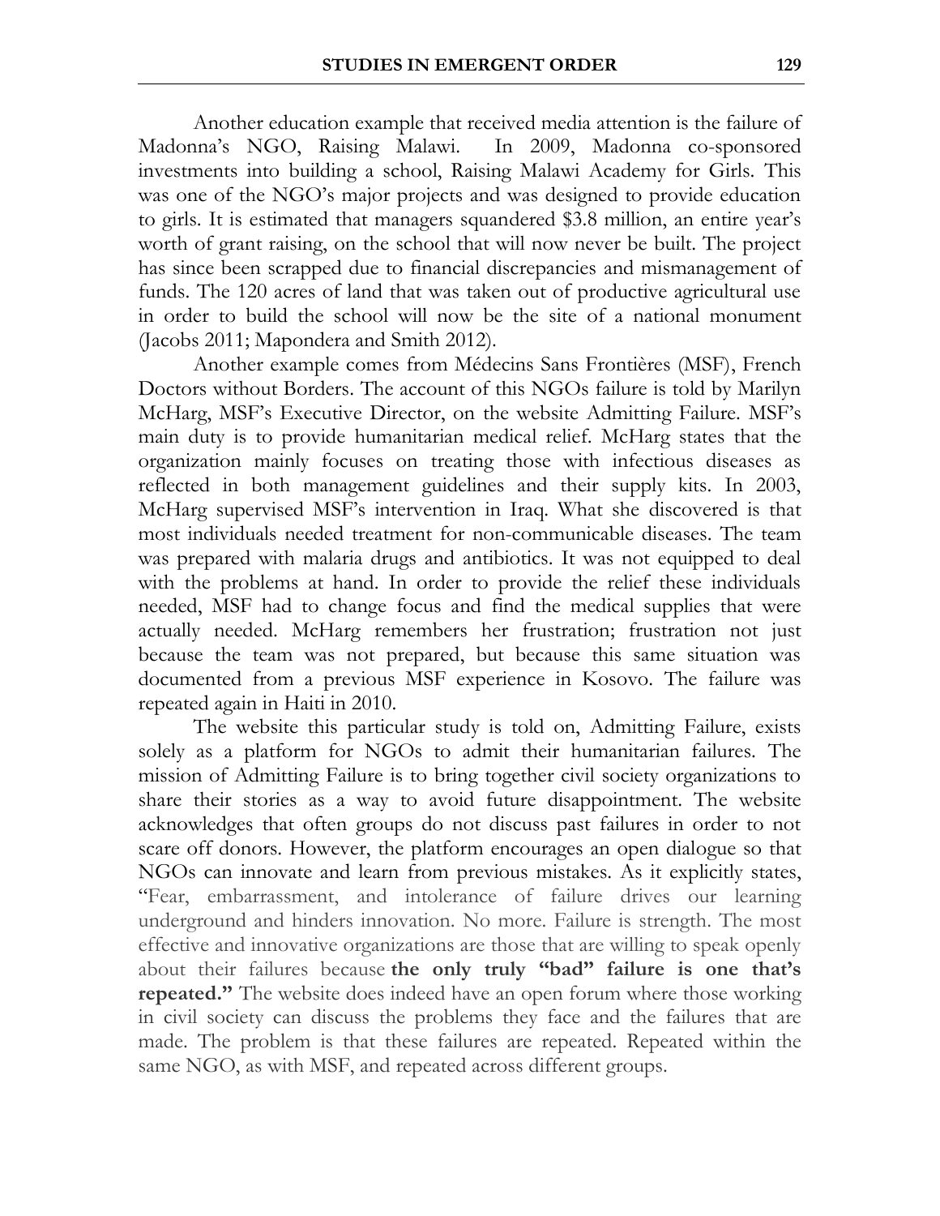Another education example that received media attention is the failure of Madonna's NGO, Raising Malawi. In 2009, Madonna co-sponsored investments into building a school, Raising Malawi Academy for Girls. This was one of the NGO's major projects and was designed to provide education to girls. It is estimated that managers squandered \$3.8 million, an entire year's worth of grant raising, on the school that will now never be built. The project has since been scrapped due to financial discrepancies and mismanagement of funds. The 120 acres of land that was taken out of productive agricultural use in order to build the school will now be the site of a national monument (Jacobs 2011; Mapondera and Smith 2012).

Another example comes from Médecins Sans Frontières (MSF), French Doctors without Borders. The account of this NGOs failure is told by Marilyn McHarg, MSF's Executive Director, on the website Admitting Failure. MSF's main duty is to provide humanitarian medical relief. McHarg states that the organization mainly focuses on treating those with infectious diseases as reflected in both management guidelines and their supply kits. In 2003, McHarg supervised MSF's intervention in Iraq. What she discovered is that most individuals needed treatment for non-communicable diseases. The team was prepared with malaria drugs and antibiotics. It was not equipped to deal with the problems at hand. In order to provide the relief these individuals needed, MSF had to change focus and find the medical supplies that were actually needed. McHarg remembers her frustration; frustration not just because the team was not prepared, but because this same situation was documented from a previous MSF experience in Kosovo. The failure was repeated again in Haiti in 2010.

The website this particular study is told on, Admitting Failure, exists solely as a platform for NGOs to admit their humanitarian failures. The mission of Admitting Failure is to bring together civil society organizations to share their stories as a way to avoid future disappointment. The website acknowledges that often groups do not discuss past failures in order to not scare off donors. However, the platform encourages an open dialogue so that NGOs can innovate and learn from previous mistakes. As it explicitly states, "Fear, embarrassment, and intolerance of failure drives our learning underground and hinders innovation. No more. Failure is strength. The most effective and innovative organizations are those that are willing to speak openly about their failures because **the only truly "bad" failure is one that's repeated."** The website does indeed have an open forum where those working in civil society can discuss the problems they face and the failures that are made. The problem is that these failures are repeated. Repeated within the same NGO, as with MSF, and repeated across different groups.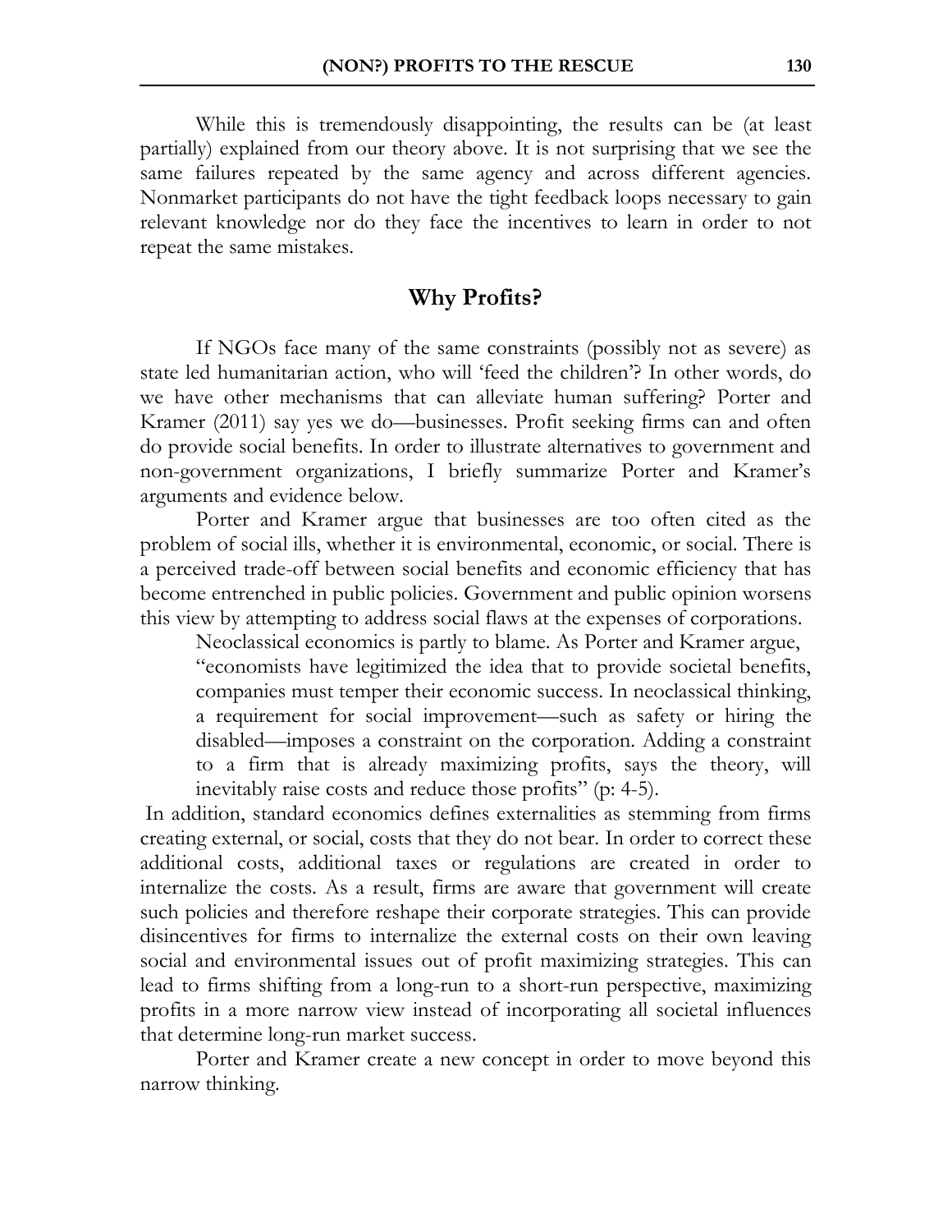While this is tremendously disappointing, the results can be (at least partially) explained from our theory above. It is not surprising that we see the same failures repeated by the same agency and across different agencies. Nonmarket participants do not have the tight feedback loops necessary to gain relevant knowledge nor do they face the incentives to learn in order to not repeat the same mistakes.

## Why Profits?

If NGOs face many of the same constraints (possibly not as severe) as state led humanitarian action, who will 'feed the children'? In other words, do we have other mechanisms that can alleviate human suffering? Porter and Kramer (2011) say yes we do—businesses. Profit seeking firms can and often do provide social benefits. In order to illustrate alternatives to government and non-government organizations, I briefly summarize Porter and Kramer's arguments and evidence below.

Porter and Kramer argue that businesses are too often cited as the problem of social ills, whether it is environmental, economic, or social. There is a perceived trade-off between social benefits and economic efficiency that has become entrenched in public policies. Government and public opinion worsens this view by attempting to address social flaws at the expenses of corporations.

Neoclassical economics is partly to blame. As Porter and Kramer argue,

> "economists have legitimized the idea that to provide societal benefits, companies must temper their economic success. In neoclassical thinking, a requirement for social improvement—such as safety or hiring the disabled—imposes a constraint on the corporation. Adding a constraint to a firm that is already maximizing profits, says the theory, will inevitably raise costs and reduce those profits" (p: 4-5).

In addition, standard economics defines externalities as stemming from firms creating external, or social, costs that they do not bear. In order to correct these additional costs, additional taxes or regulations are created in order to internalize the costs. As a result, firms are aware that government will create such policies and therefore reshape their corporate strategies. This can provide disincentives for firms to internalize the external costs on their own leaving social and environmental issues out of profit maximizing strategies. This can lead to firms shifting from a long-run to a short-run perspective, maximizing profits in a more narrow view instead of incorporating all societal influences that determine long-run market success.

Porter and Kramer create a new concept in order to move beyond this narrow thinking.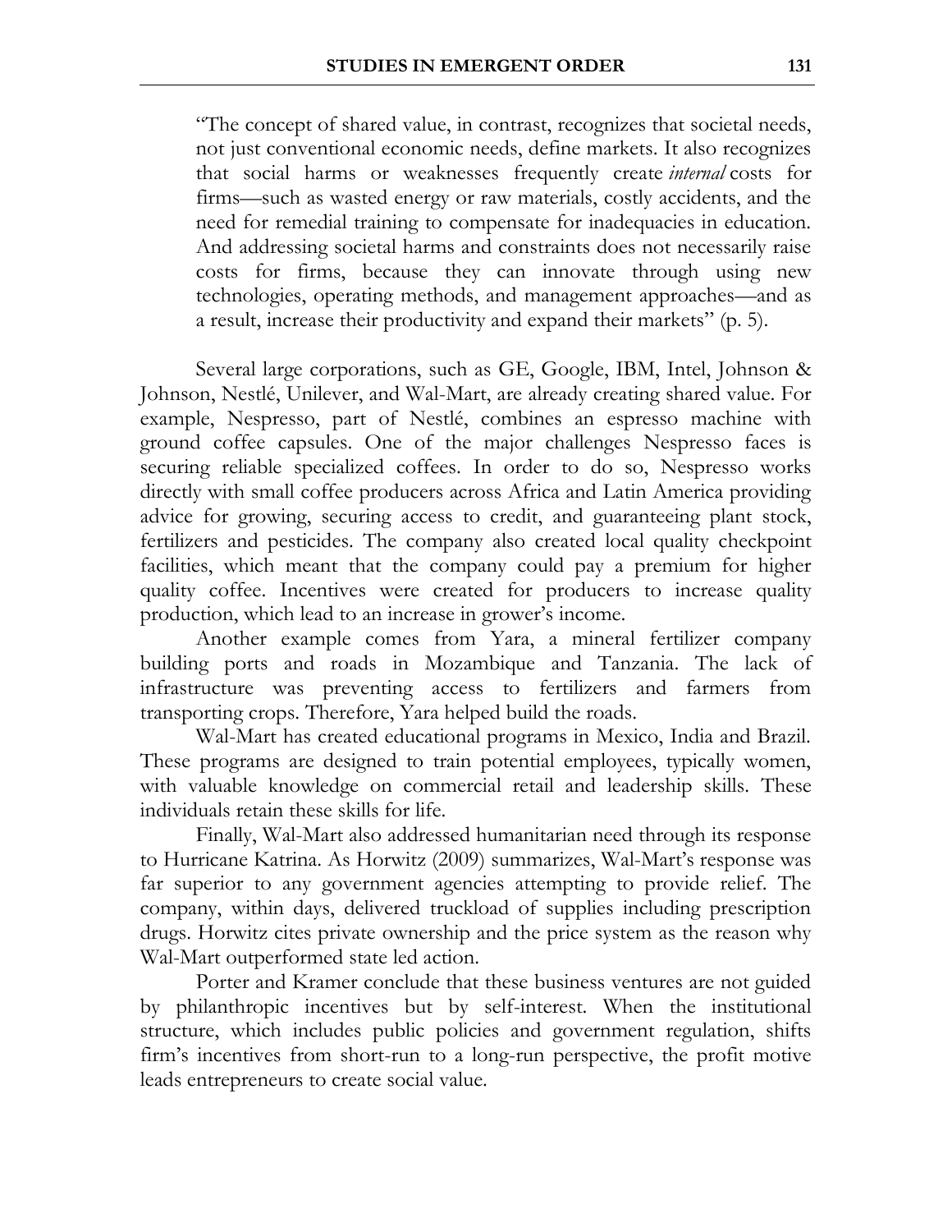> "The concept of shared value, in contrast, recognizes that societal needs, not just conventional economic needs, define markets. It also recognizes that social harms or weaknesses frequently create *internal* costs for firms—such as wasted energy or raw materials, costly accidents, and the need for remedial training to compensate for inadequacies in education. And addressing societal harms and constraints does not necessarily raise costs for firms, because they can innovate through using new technologies, operating methods, and management approaches—and as a result, increase their productivity and expand their markets" (p. 5).

Several large corporations, such as GE, Google, IBM, Intel, Johnson & Johnson, Nestlé, Unilever, and Wal-Mart, are already creating shared value. For example, Nespresso, part of Nestlé, combines an espresso machine with ground coffee capsules. One of the major challenges Nespresso faces is securing reliable specialized coffees. In order to do so, Nespresso works directly with small coffee producers across Africa and Latin America providing advice for growing, securing access to credit, and guaranteeing plant stock, fertilizers and pesticides. The company also created local quality checkpoint facilities, which meant that the company could pay a premium for higher quality coffee. Incentives were created for producers to increase quality production, which lead to an increase in grower's income.

Another example comes from Yara, a mineral fertilizer company building ports and roads in Mozambique and Tanzania. The lack of infrastructure was preventing access to fertilizers and farmers from transporting crops. Therefore, Yara helped build the roads.

Wal-Mart has created educational programs in Mexico, India and Brazil. These programs are designed to train potential employees, typically women, with valuable knowledge on commercial retail and leadership skills. These individuals retain these skills for life.

Finally, Wal-Mart also addressed humanitarian need through its response to Hurricane Katrina. As Horwitz (2009) summarizes, Wal-Mart's response was far superior to any government agencies attempting to provide relief. The company, within days, delivered truckload of supplies including prescription drugs. Horwitz cites private ownership and the price system as the reason why Wal-Mart outperformed state led action.

Porter and Kramer conclude that these business ventures are not guided by philanthropic incentives but by self-interest. When the institutional structure, which includes public policies and government regulation, shifts firm's incentives from short-run to a long-run perspective, the profit motive leads entrepreneurs to create social value.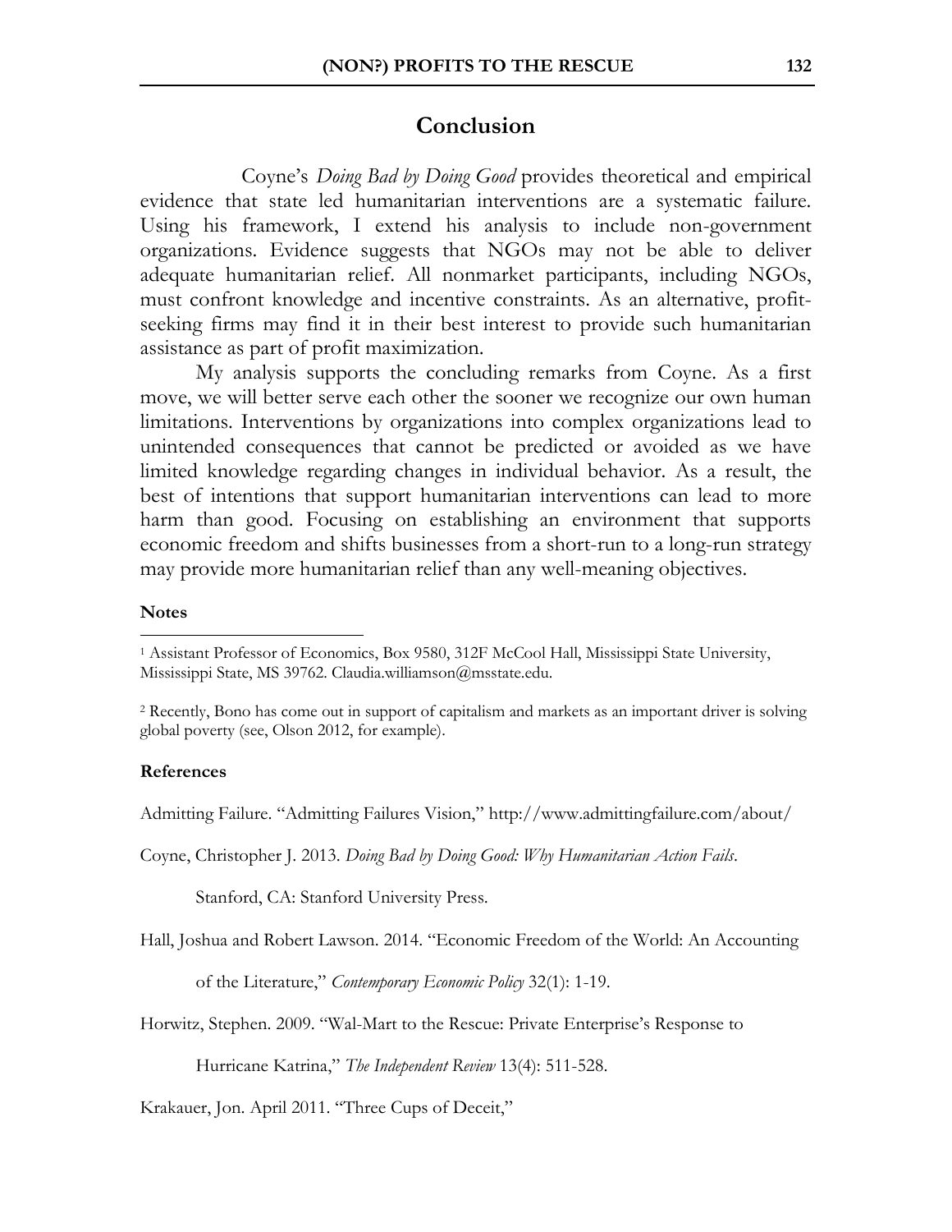## Conclusion

Coyne's *Doing Bad by Doing Good* provides theoretical and empirical evidence that state led humanitarian interventions are a systematic failure. Using his framework, I extend his analysis to include non-government organizations. Evidence suggests that NGOs may not be able to deliver adequate humanitarian relief. All nonmarket participants, including NGOs, must confront knowledge and incentive constraints. As an alternative, profit-seeking firms may find it in their best interest to provide such humanitarian assistance as part of profit maximization.

My analysis supports the concluding remarks from Coyne. As a first move, we will better serve each other the sooner we recognize our own human limitations. Interventions by organizations into complex organizations lead to unintended consequences that cannot be predicted or avoided as we have limited knowledge regarding changes in individual behavior. As a result, the best of intentions that support humanitarian interventions can lead to more harm than good. Focusing on establishing an environment that supports economic freedom and shifts businesses from a short-run to a long-run strategy may provide more humanitarian relief than any well-meaning objectives.

### Notes

[1] Assistant Professor of Economics, Box 9580, 312F McCool Hall, Mississippi State University, Mississippi State, MS 39762. Claudia.williamson@msstate.edu.

[2] Recently, Bono has come out in support of capitalism and markets as an important driver is solving global poverty (see, Olson 2012, for example).

### References

Admitting Failure. "Admitting Failures Vision," http://www.admittingfailure.com/about/

Coyne, Christopher J. 2013. *Doing Bad by Doing Good: Why Humanitarian Action Fails*. Stanford, CA: Stanford University Press.

Hall, Joshua and Robert Lawson. 2014. "Economic Freedom of the World: An Accounting of the Literature," *Contemporary Economic Policy* 32(1): 1-19.

Horwitz, Stephen. 2009. "Wal-Mart to the Rescue: Private Enterprise's Response to Hurricane Katrina," *The Independent Review* 13(4): 511-528.

Krakauer, Jon. April 2011. "Three Cups of Deceit,"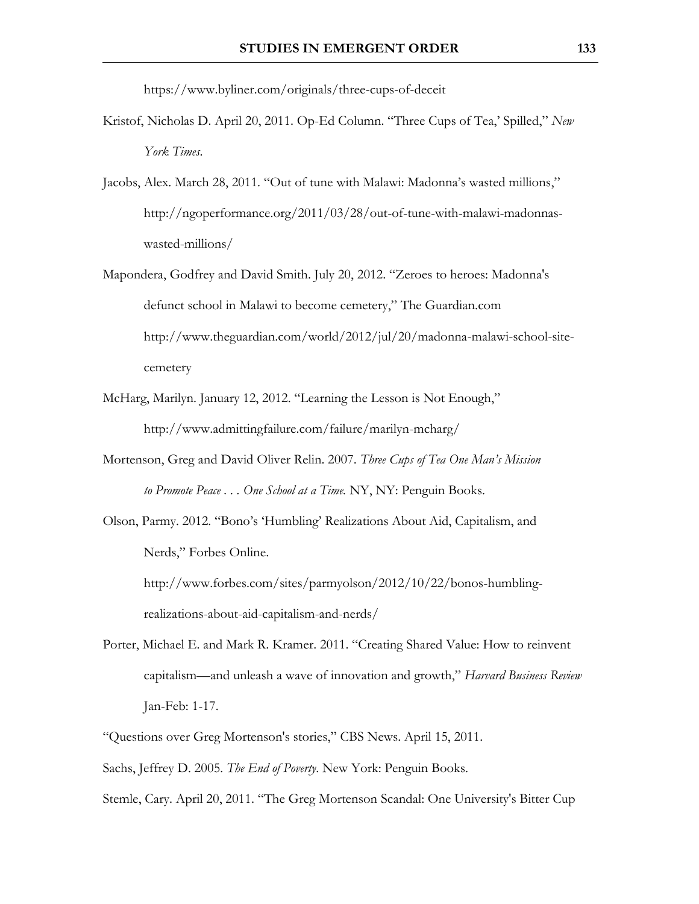https://www.byliner.com/originals/three-cups-of-deceit

Kristof, Nicholas D. April 20, 2011. Op-Ed Column. "Three Cups of Tea,' Spilled," *New York Times*.

Jacobs, Alex. March 28, 2011. "Out of tune with Malawi: Madonna's wasted millions," http://ngoperformance.org/2011/03/28/out-of-tune-with-malawi-madonnas-wasted-millions/

Mapondera, Godfrey and David Smith. July 20, 2012. "Zeroes to heroes: Madonna's defunct school in Malawi to become cemetery," The Guardian.com http://www.theguardian.com/world/2012/jul/20/madonna-malawi-school-site-cemetery

McHarg, Marilyn. January 12, 2012. "Learning the Lesson is Not Enough," http://www.admittingfailure.com/failure/marilyn-mcharg/

Mortenson, Greg and David Oliver Relin. 2007. *Three Cups of Tea One Man's Mission to Promote Peace . . . One School at a Time.* NY, NY: Penguin Books.

Olson, Parmy. 2012. "Bono's 'Humbling' Realizations About Aid, Capitalism, and Nerds," Forbes Online.
http://www.forbes.com/sites/parmyolson/2012/10/22/bonos-humbling-realizations-about-aid-capitalism-and-nerds/

Porter, Michael E. and Mark R. Kramer. 2011. "Creating Shared Value: How to reinvent capitalism—and unleash a wave of innovation and growth," *Harvard Business Review* Jan-Feb: 1-17.

"Questions over Greg Mortenson's stories," CBS News. April 15, 2011.

Sachs, Jeffrey D. 2005. *The End of Poverty*. New York: Penguin Books.

Stemle, Cary. April 20, 2011. "The Greg Mortenson Scandal: One University's Bitter Cup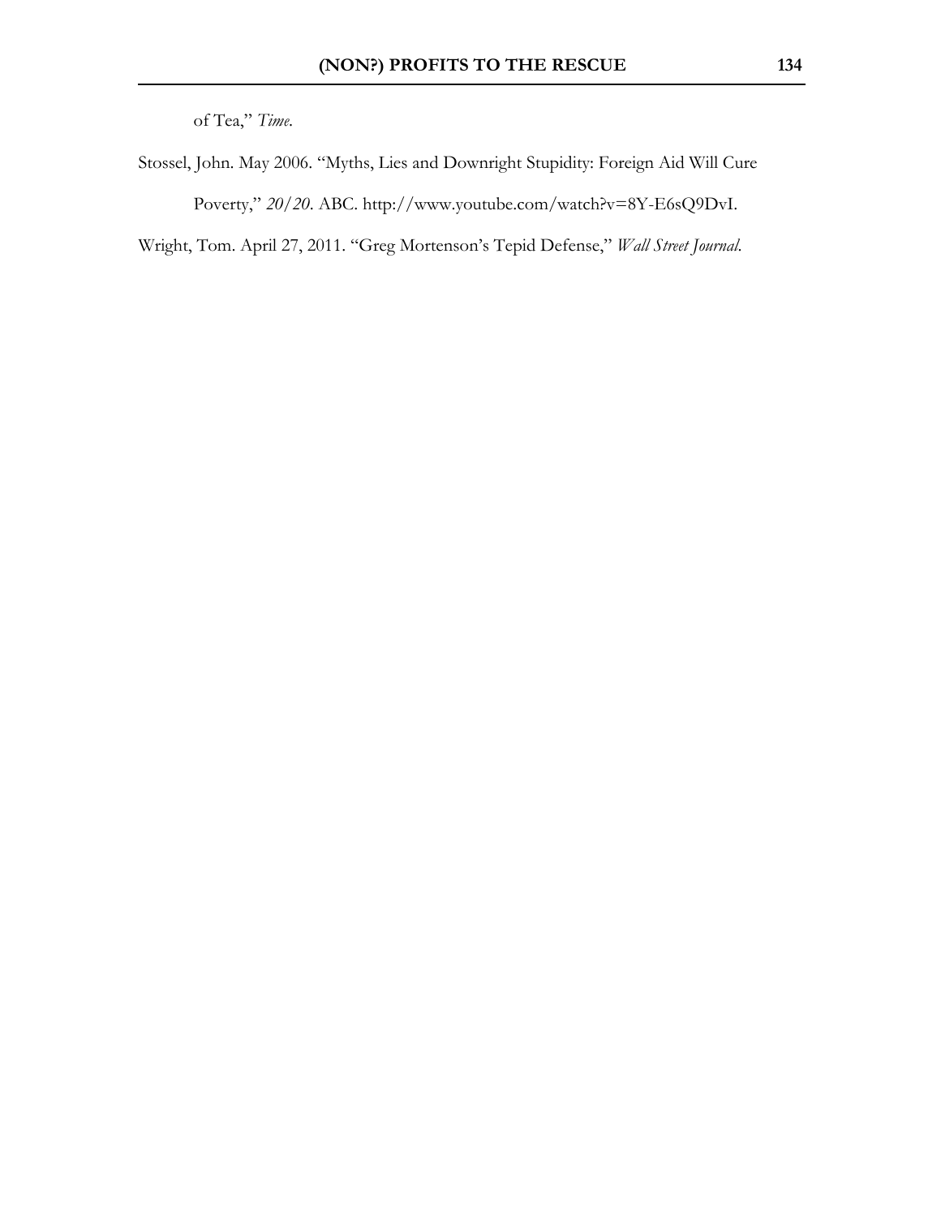of Tea," *Time*.

Stossel, John. May 2006. "Myths, Lies and Downright Stupidity: Foreign Aid Will Cure Poverty," *20/20*. ABC. http://www.youtube.com/watch?v=8Y-E6sQ9DvI.

Wright, Tom. April 27, 2011. "Greg Mortenson's Tepid Defense," *Wall Street Journal*.